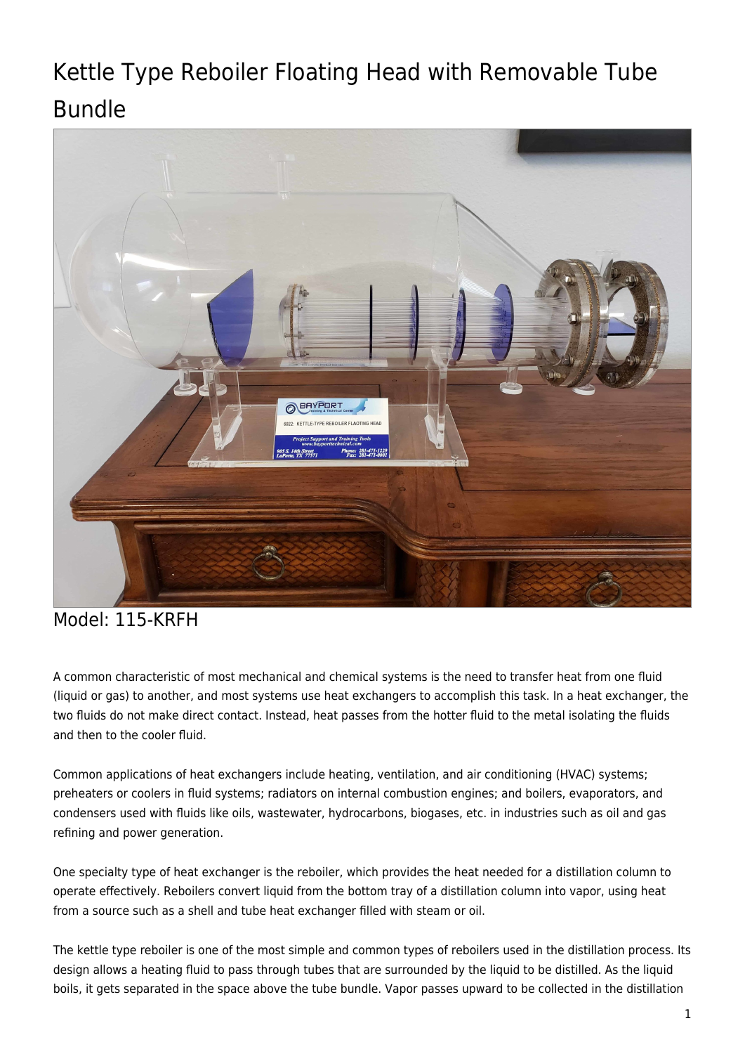# Kettle Type Reboiler Floating Head with Removable Tube Bundle

Model: 115-KRFH

A common characteristic of most mechanical and chemical systems is the need to transfer heat from one fluid (liquid or gas) to another, and most systems use heat exchangers to accomplish this task. In a heat exchanger, the two fluids do not make direct contact. Instead, heat passes from the hotter fluid to the metal isolating the fluids and then to the cooler fluid.

Common applications of heat exchangers include heating, ventilation, and air conditioning (HVAC) systems; preheaters or coolers in fluid systems; radiators on internal combustion engines; and boilers, evaporators, and condensers used with fluids like oils, wastewater, hydrocarbons, biogases, etc. in industries such as oil and gas refining and power generation.

One specialty type of heat exchanger is the reboiler, which provides the heat needed for a distillation column to operate effectively. Reboilers convert liquid from the bottom tray of a distillation column into vapor, using heat from a source such as a shell and tube heat exchanger filled with steam or oil.

The kettle type reboiler is one of the most simple and common types of reboilers used in the distillation process. Its design allows a heating fluid to pass through tubes that are surrounded by the liquid to be distilled. As the liquid boils, it gets separated in the space above the tube bundle. Vapor passes upward to be collected in the distillation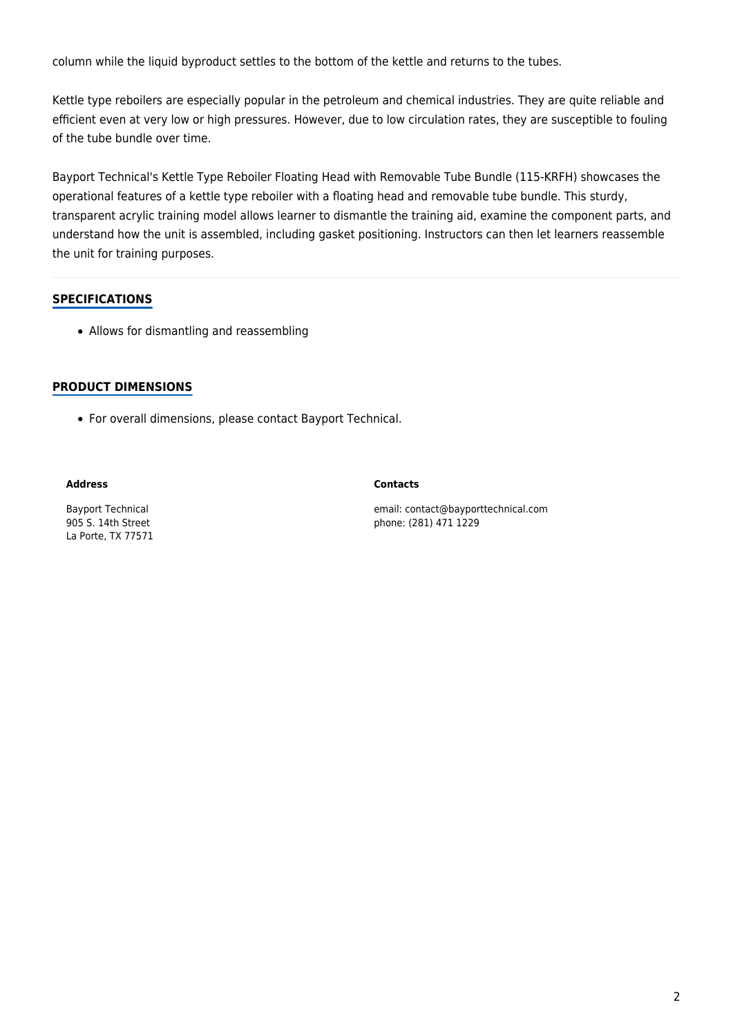column while the liquid byproduct settles to the bottom of the kettle and returns to the tubes.

Kettle type reboilers are especially popular in the petroleum and chemical industries. They are quite reliable and efficient even at very low or high pressures. However, due to low circulation rates, they are susceptible to fouling of the tube bundle over time.

Bayport Technical's Kettle Type Reboiler Floating Head with Removable Tube Bundle (115-KRFH) showcases the operational features of a kettle type reboiler with a floating head and removable tube bundle. This sturdy, transparent acrylic training model allows learner to dismantle the training aid, examine the component parts, and understand how the unit is assembled, including gasket positioning. Instructors can then let learners reassemble the unit for training purposes.

## SPECIFICATIONS

- Allows for dismantling and reassembling

## PRODUCT DIMENSIONS

- For overall dimensions, please contact Bayport Technical.

**Address**

Bayport Technical
905 S. 14th Street
La Porte, TX 77571

**Contacts**

email: contact@bayporttechnical.com
phone: (281) 471 1229